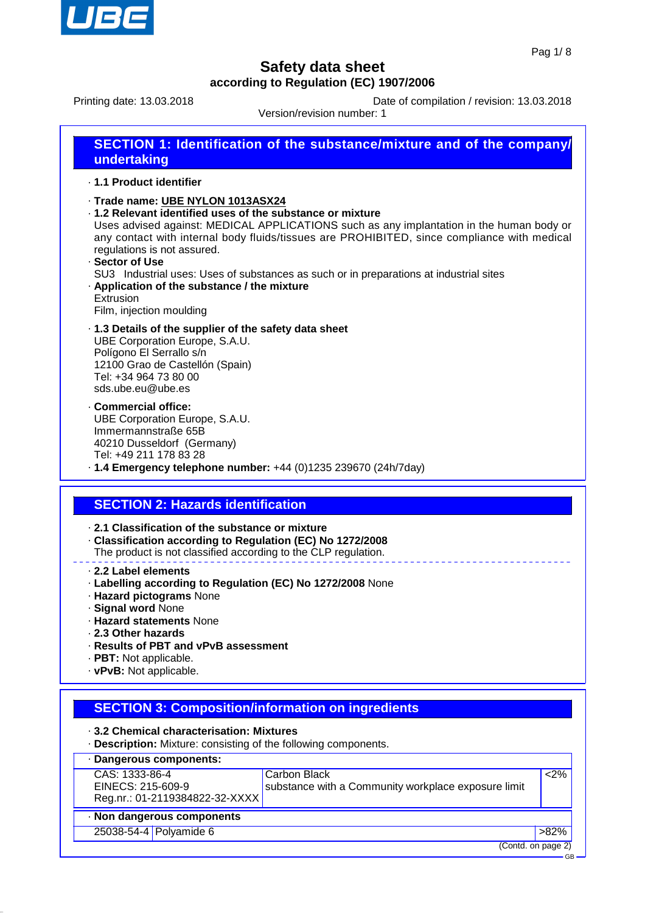# Safety data sheet

**according to Regulation (EC) 1907/2006**

Printing date: 13.03.2018 | Date of compilation / revision: 13.03.2018

Version/revision number: 1

## SECTION 1: Identification of the substance/mixture and of the company/ undertaking

· **1.1 Product identifier**

· **Trade name: UBE NYLON 1013ASX24**

· **1.2 Relevant identified uses of the substance or mixture**

Uses advised against: MEDICAL APPLICATIONS such as any implantation in the human body or any contact with internal body fluids/tissues are PROHIBITED, since compliance with medical regulations is not assured.

· **Sector of Use**

SU3 Industrial uses: Uses of substances as such or in preparations at industrial sites

· **Application of the substance / the mixture**

Extrusion

Film, injection moulding

· **1.3 Details of the supplier of the safety data sheet**

UBE Corporation Europe, S.A.U.
Polígono El Serrallo s/n
12100 Grao de Castellón (Spain)
Tel: +34 964 73 80 00
sds.ube.eu@ube.es

· **Commercial office:**

UBE Corporation Europe, S.A.U.
Immermannstraße 65B
40210 Dusseldorf (Germany)
Tel: +49 211 178 83 28

· **1.4 Emergency telephone number:** +44 (0)1235 239670 (24h/7day)

## SECTION 2: Hazards identification

· **2.1 Classification of the substance or mixture**

· **Classification according to Regulation (EC) No 1272/2008**

The product is not classified according to the CLP regulation.

· **2.2 Label elements**

· **Labelling according to Regulation (EC) No 1272/2008** None

· **Hazard pictograms** None

· **Signal word** None

· **Hazard statements** None

· **2.3 Other hazards**

· **Results of PBT and vPvB assessment**

· **PBT:** Not applicable.

· **vPvB:** Not applicable.

## SECTION 3: Composition/information on ingredients

· **3.2 Chemical characterisation: Mixtures**

· **Description:** Mixture: consisting of the following components.

· **Dangerous components:**

| Identifiers | Name | % |
|---|---|---|
| CAS: 1333-86-4<br>EINECS: 215-609-9<br>Reg.nr.: 01-2119384822-32-XXXX | Carbon Black<br>substance with a Community workplace exposure limit | <2% |

· **Non dangerous components**

| CAS | Name | % |
|---|---|---|
| 25038-54-4 | Polyamide 6 | >82% |

(Contd. on page 2)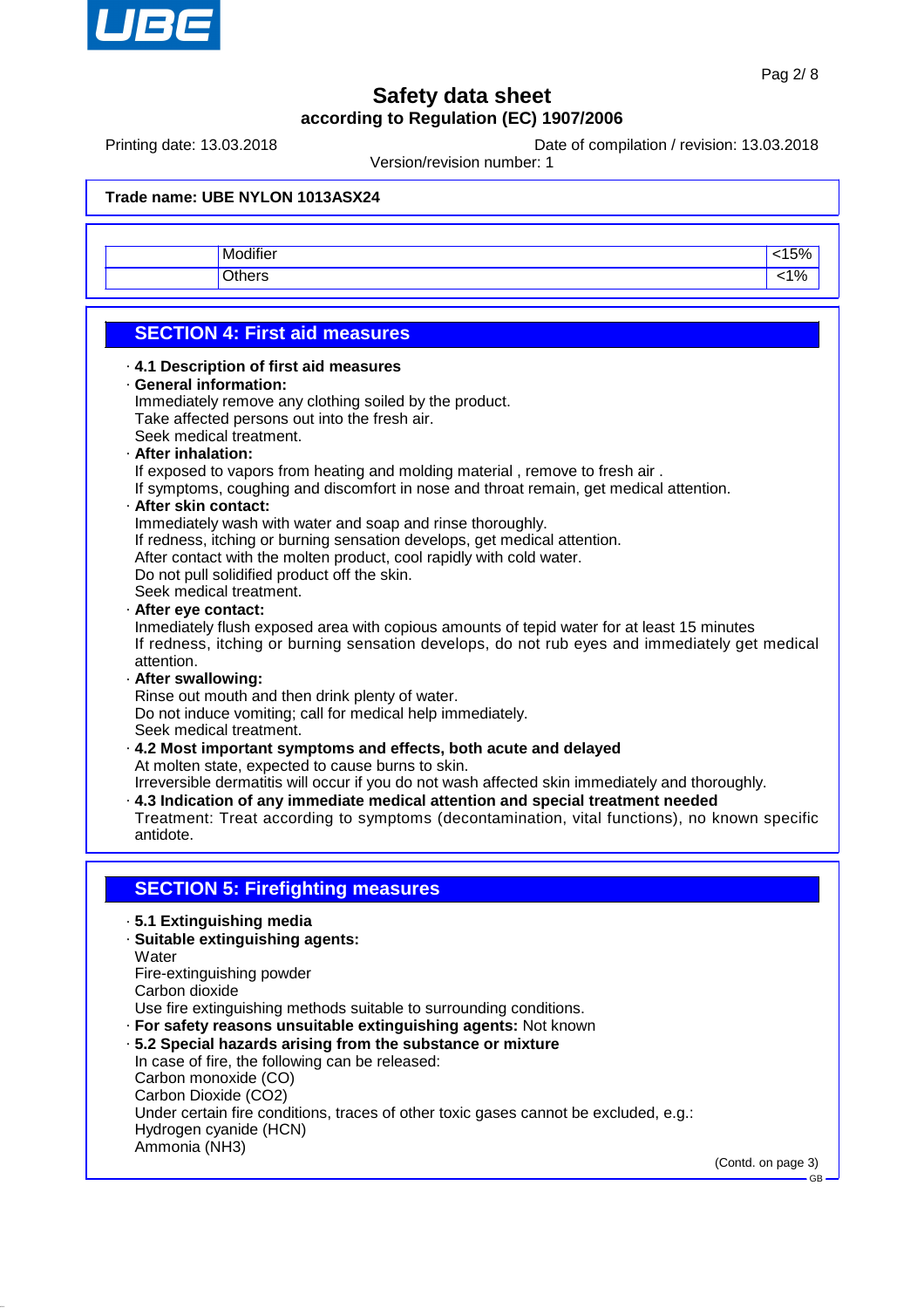**Trade name: UBE NYLON 1013ASX24**

| | | |
|---|---|---|
| | Modifier | <15% |
| | Others | <1% |

## SECTION 4: First aid measures

· **4.1 Description of first aid measures**

· **General information:**
Immediately remove any clothing soiled by the product.
Take affected persons out into the fresh air.
Seek medical treatment.

· **After inhalation:**
If exposed to vapors from heating and molding material , remove to fresh air .
If symptoms, coughing and discomfort in nose and throat remain, get medical attention.

· **After skin contact:**
Immediately wash with water and soap and rinse thoroughly.
If redness, itching or burning sensation develops, get medical attention.
After contact with the molten product, cool rapidly with cold water.
Do not pull solidified product off the skin.
Seek medical treatment.

· **After eye contact:**
Inmediately flush exposed area with copious amounts of tepid water for at least 15 minutes
If redness, itching or burning sensation develops, do not rub eyes and immediately get medical attention.

· **After swallowing:**
Rinse out mouth and then drink plenty of water.
Do not induce vomiting; call for medical help immediately.
Seek medical treatment.

· **4.2 Most important symptoms and effects, both acute and delayed**
At molten state, expected to cause burns to skin.
Irreversible dermatitis will occur if you do not wash affected skin immediately and thoroughly.

· **4.3 Indication of any immediate medical attention and special treatment needed**
Treatment: Treat according to symptoms (decontamination, vital functions), no known specific antidote.

## SECTION 5: Firefighting measures

· **5.1 Extinguishing media**

· **Suitable extinguishing agents:**
Water
Fire-extinguishing powder
Carbon dioxide
Use fire extinguishing methods suitable to surrounding conditions.

· **For safety reasons unsuitable extinguishing agents:** Not known

· **5.2 Special hazards arising from the substance or mixture**
In case of fire, the following can be released:
Carbon monoxide (CO)
Carbon Dioxide ($CO_2$)
Under certain fire conditions, traces of other toxic gases cannot be excluded, e.g.:
Hydrogen cyanide (HCN)
Ammonia ($NH_3$)

(Contd. on page 3)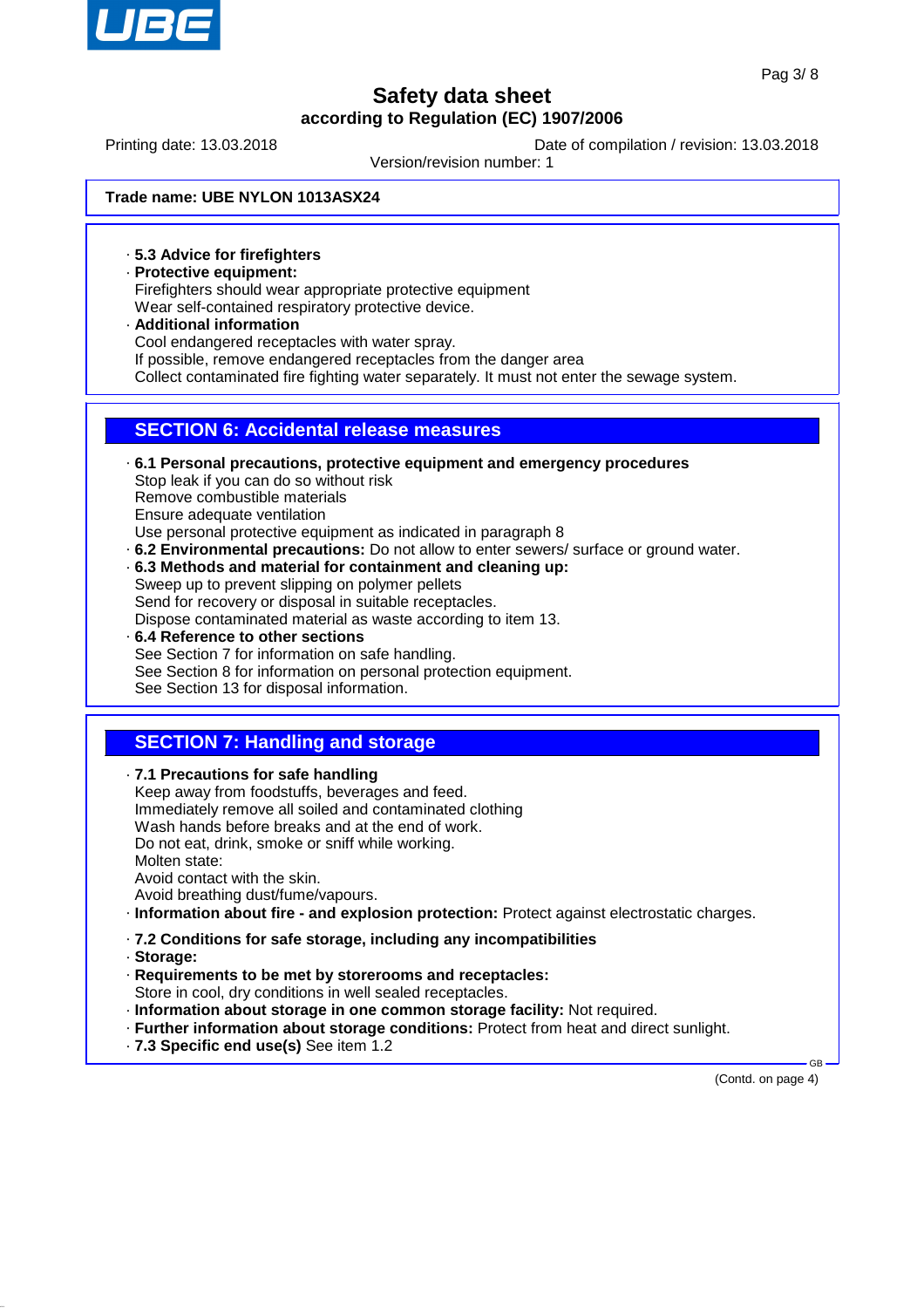**Trade name: UBE NYLON 1013ASX24**

· **5.3 Advice for firefighters**
· **Protective equipment:**
Firefighters should wear appropriate protective equipment
Wear self-contained respiratory protective device.
· **Additional information**
Cool endangered receptacles with water spray.
If possible, remove endangered receptacles from the danger area
Collect contaminated fire fighting water separately. It must not enter the sewage system.

## SECTION 6: Accidental release measures

· **6.1 Personal precautions, protective equipment and emergency procedures**
Stop leak if you can do so without risk
Remove combustible materials
Ensure adequate ventilation
Use personal protective equipment as indicated in paragraph 8
· **6.2 Environmental precautions:** Do not allow to enter sewers/ surface or ground water.
· **6.3 Methods and material for containment and cleaning up:**
Sweep up to prevent slipping on polymer pellets
Send for recovery or disposal in suitable receptacles.
Dispose contaminated material as waste according to item 13.
· **6.4 Reference to other sections**
See Section 7 for information on safe handling.
See Section 8 for information on personal protection equipment.
See Section 13 for disposal information.

## SECTION 7: Handling and storage

· **7.1 Precautions for safe handling**
Keep away from foodstuffs, beverages and feed.
Immediately remove all soiled and contaminated clothing
Wash hands before breaks and at the end of work.
Do not eat, drink, smoke or sniff while working.
Molten state:
Avoid contact with the skin.
Avoid breathing dust/fume/vapours.
· **Information about fire - and explosion protection:** Protect against electrostatic charges.

· **7.2 Conditions for safe storage, including any incompatibilities**
· **Storage:**
· **Requirements to be met by storerooms and receptacles:**
Store in cool, dry conditions in well sealed receptacles.
· **Information about storage in one common storage facility:** Not required.
· **Further information about storage conditions:** Protect from heat and direct sunlight.
· **7.3 Specific end use(s)** See item 1.2

(Contd. on page 4)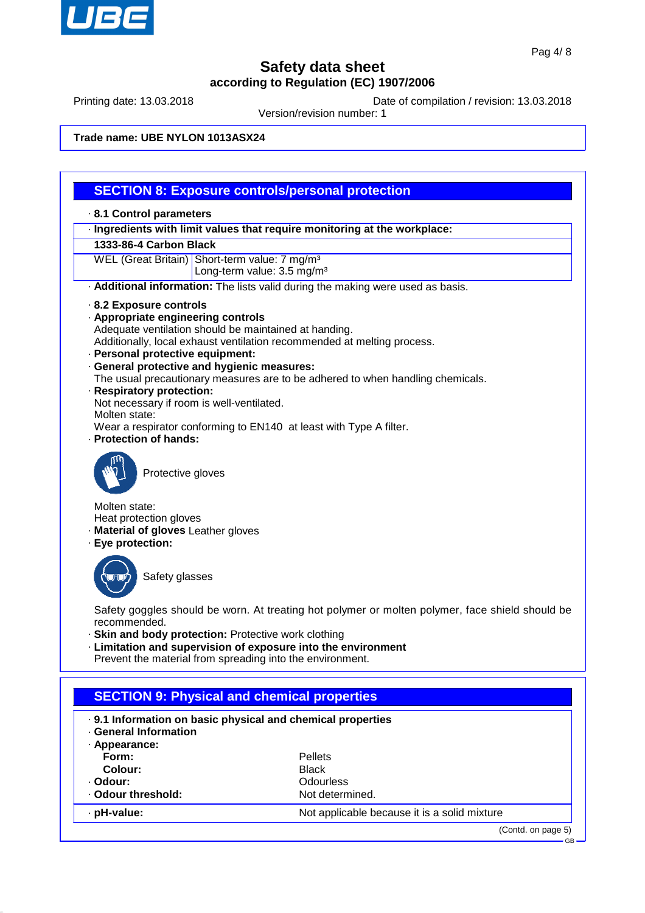## SECTION 8: Exposure controls/personal protection

· **8.1 Control parameters**

| · **Ingredients with limit values that require monitoring at the workplace:** | |
|---|---|
| **1333-86-4 Carbon Black** | |
| WEL (Great Britain) | Short-term value: 7 mg/m³<br>Long-term value: 3.5 mg/m³ |

· **Additional information:** The lists valid during the making were used as basis.

· **8.2 Exposure controls**
· **Appropriate engineering controls**
Adequate ventilation should be maintained at handing.
Additionally, local exhaust ventilation recommended at melting process.
· **Personal protective equipment:**
· **General protective and hygienic measures:**
The usual precautionary measures are to be adhered to when handling chemicals.
· **Respiratory protection:**
Not necessary if room is well-ventilated.
Molten state:
Wear a respirator conforming to EN140 at least with Type A filter.
· **Protection of hands:**

Protective gloves

Molten state:
Heat protection gloves
· **Material of gloves** Leather gloves
· **Eye protection:**

Safety glasses

Safety goggles should be worn. At treating hot polymer or molten polymer, face shield should be recommended.
· **Skin and body protection:** Protective work clothing
· **Limitation and supervision of exposure into the environment**
Prevent the material from spreading into the environment.

## SECTION 9: Physical and chemical properties

· **9.1 Information on basic physical and chemical properties**
· **General Information**

| · **Appearance:** | |
|---|---|
| **Form:** | Pellets |
| **Colour:** | Black |
| · **Odour:** | Odourless |
| · **Odour threshold:** | Not determined. |
| · **pH-value:** | Not applicable because it is a solid mixture |

(Contd. on page 5)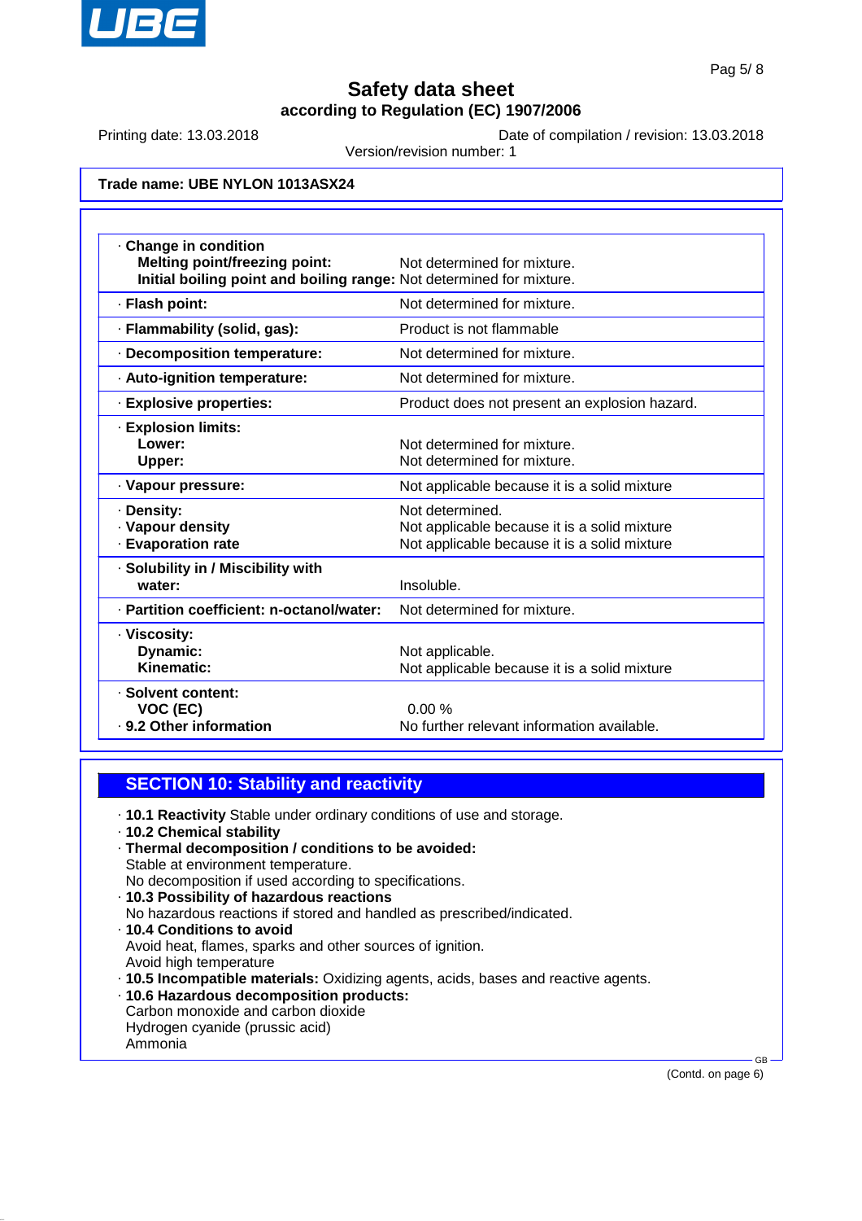**Trade name: UBE NYLON 1013ASX24**

| | |
|---|---|
| · **Change in condition** | |
| **Melting point/freezing point:** | Not determined for mixture. |
| **Initial boiling point and boiling range:** | Not determined for mixture. |
| · **Flash point:** | Not determined for mixture. |
| · **Flammability (solid, gas):** | Product is not flammable |
| · **Decomposition temperature:** | Not determined for mixture. |
| · **Auto-ignition temperature:** | Not determined for mixture. |
| · **Explosive properties:** | Product does not present an explosion hazard. |
| · **Explosion limits:** | |
| **Lower:** | Not determined for mixture. |
| **Upper:** | Not determined for mixture. |
| · **Vapour pressure:** | Not applicable because it is a solid mixture |
| · **Density:** | Not determined. |
| · **Vapour density** | Not applicable because it is a solid mixture |
| · **Evaporation rate** | Not applicable because it is a solid mixture |
| · **Solubility in / Miscibility with water:** | Insoluble. |
| · **Partition coefficient: n-octanol/water:** | Not determined for mixture. |
| · **Viscosity:** | |
| **Dynamic:** | Not applicable. |
| **Kinematic:** | Not applicable because it is a solid mixture |
| · **Solvent content:** | |
| **VOC (EC)** | 0.00 % |
| · **9.2 Other information** | No further relevant information available. |

## SECTION 10: Stability and reactivity

· **10.1 Reactivity** Stable under ordinary conditions of use and storage.
· **10.2 Chemical stability**
· **Thermal decomposition / conditions to be avoided:**
Stable at environment temperature.
No decomposition if used according to specifications.
· **10.3 Possibility of hazardous reactions**
No hazardous reactions if stored and handled as prescribed/indicated.
· **10.4 Conditions to avoid**
Avoid heat, flames, sparks and other sources of ignition.
Avoid high temperature
· **10.5 Incompatible materials:** Oxidizing agents, acids, bases and reactive agents.
· **10.6 Hazardous decomposition products:**
Carbon monoxide and carbon dioxide
Hydrogen cyanide (prussic acid)
Ammonia

(Contd. on page 6)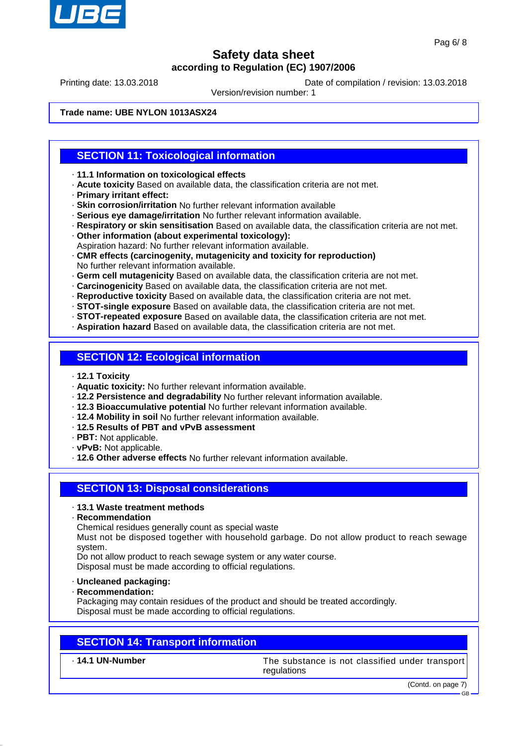**Trade name: UBE NYLON 1013ASX24**

## SECTION 11: Toxicological information

- **11.1 Information on toxicological effects**
- **Acute toxicity** Based on available data, the classification criteria are not met.
- **Primary irritant effect:**
- **Skin corrosion/irritation** No further relevant information available
- **Serious eye damage/irritation** No further relevant information available.
- **Respiratory or skin sensitisation** Based on available data, the classification criteria are not met.
- **Other information (about experimental toxicology):**
  Aspiration hazard: No further relevant information available.
- **CMR effects (carcinogenity, mutagenicity and toxicity for reproduction)**
  No further relevant information available.
- **Germ cell mutagenicity** Based on available data, the classification criteria are not met.
- **Carcinogenicity** Based on available data, the classification criteria are not met.
- **Reproductive toxicity** Based on available data, the classification criteria are not met.
- **STOT-single exposure** Based on available data, the classification criteria are not met.
- **STOT-repeated exposure** Based on available data, the classification criteria are not met.
- **Aspiration hazard** Based on available data, the classification criteria are not met.

## SECTION 12: Ecological information

- **12.1 Toxicity**
- **Aquatic toxicity:** No further relevant information available.
- **12.2 Persistence and degradability** No further relevant information available.
- **12.3 Bioaccumulative potential** No further relevant information available.
- **12.4 Mobility in soil** No further relevant information available.
- **12.5 Results of PBT and vPvB assessment**
- **PBT:** Not applicable.
- **vPvB:** Not applicable.
- **12.6 Other adverse effects** No further relevant information available.

## SECTION 13: Disposal considerations

- **13.1 Waste treatment methods**
- **Recommendation**
  Chemical residues generally count as special waste
  Must not be disposed together with household garbage. Do not allow product to reach sewage system.
  Do not allow product to reach sewage system or any water course.
  Disposal must be made according to official regulations.

- **Uncleaned packaging:**
- **Recommendation:**
  Packaging may contain residues of the product and should be treated accordingly.
  Disposal must be made according to official regulations.

## SECTION 14: Transport information

| | |
|---|---|
| **14.1 UN-Number** | The substance is not classified under transport regulations |

(Contd. on page 7)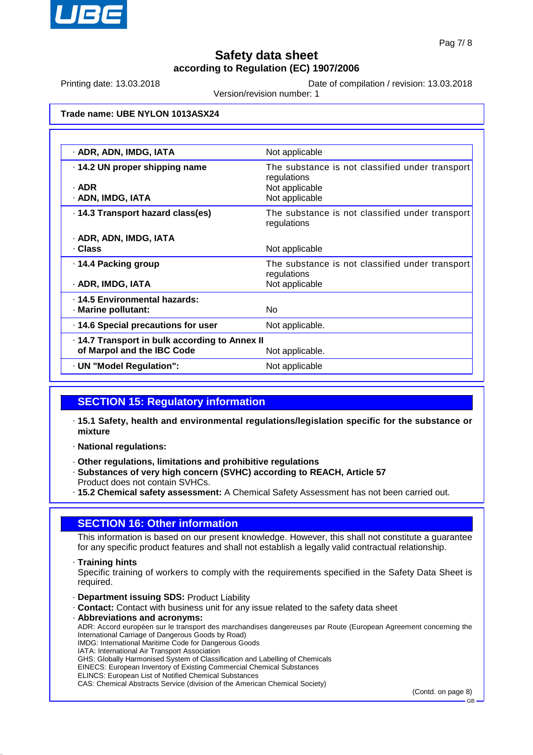Trade name: UBE NYLON 1013ASX24

| | |
|---|---|
| · **ADR, ADN, IMDG, IATA** | Not applicable |
| · **14.2 UN proper shipping name**<br>· **ADR**<br>· **ADN, IMDG, IATA** | The substance is not classified under transport regulations<br>Not applicable<br>Not applicable |
| · **14.3 Transport hazard class(es)**<br>· **ADR, ADN, IMDG, IATA**<br>· **Class** | The substance is not classified under transport regulations<br><br>Not applicable |
| · **14.4 Packing group**<br>· **ADR, IMDG, IATA** | The substance is not classified under transport regulations<br>Not applicable |
| · **14.5 Environmental hazards:**<br>· **Marine pollutant:** | <br>No |
| · **14.6 Special precautions for user** | Not applicable. |
| · **14.7 Transport in bulk according to Annex II of Marpol and the IBC Code** | Not applicable. |
| · **UN "Model Regulation":** | Not applicable |

## SECTION 15: Regulatory information

· **15.1 Safety, health and environmental regulations/legislation specific for the substance or mixture**

· **National regulations:**

· **Other regulations, limitations and prohibitive regulations**
· **Substances of very high concern (SVHC) according to REACH, Article 57**
Product does not contain SVHCs.
· **15.2 Chemical safety assessment:** A Chemical Safety Assessment has not been carried out.

## SECTION 16: Other information

This information is based on our present knowledge. However, this shall not constitute a guarantee for any specific product features and shall not establish a legally valid contractual relationship.

· **Training hints**
Specific training of workers to comply with the requirements specified in the Safety Data Sheet is required.

· **Department issuing SDS:** Product Liability
· **Contact:** Contact with business unit for any issue related to the safety data sheet
· **Abbreviations and acronyms:**
ADR: Accord européen sur le transport des marchandises dangereuses par Route (European Agreement concerning the International Carriage of Dangerous Goods by Road)
IMDG: International Maritime Code for Dangerous Goods
IATA: International Air Transport Association
GHS: Globally Harmonised System of Classification and Labelling of Chemicals
EINECS: European Inventory of Existing Commercial Chemical Substances
ELINCS: European List of Notified Chemical Substances
CAS: Chemical Abstracts Service (division of the American Chemical Society)

(Contd. on page 8)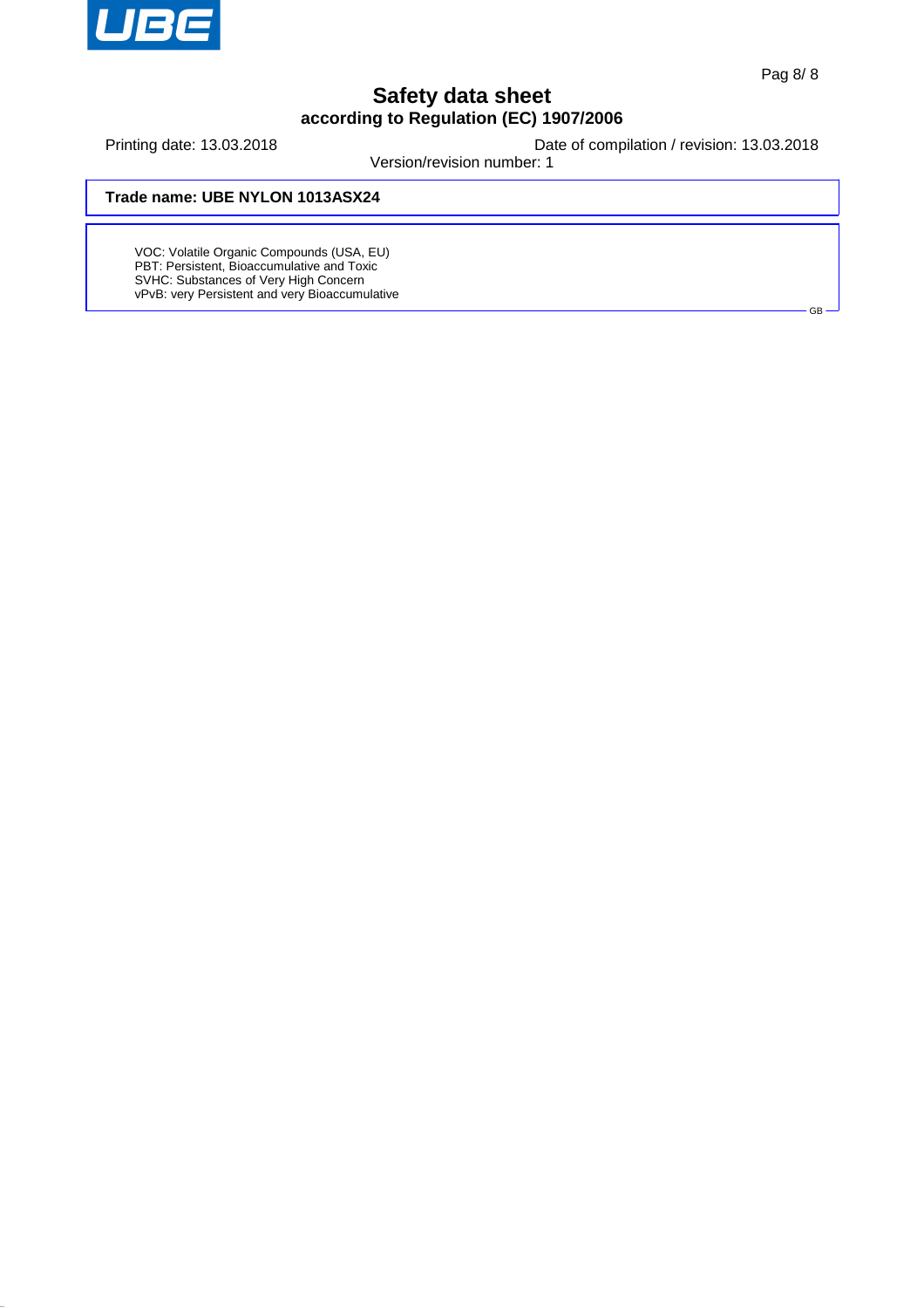VOC: Volatile Organic Compounds (USA, EU)
PBT: Persistent, Bioaccumulative and Toxic
SVHC: Substances of Very High Concern
vPvB: very Persistent and very Bioaccumulative